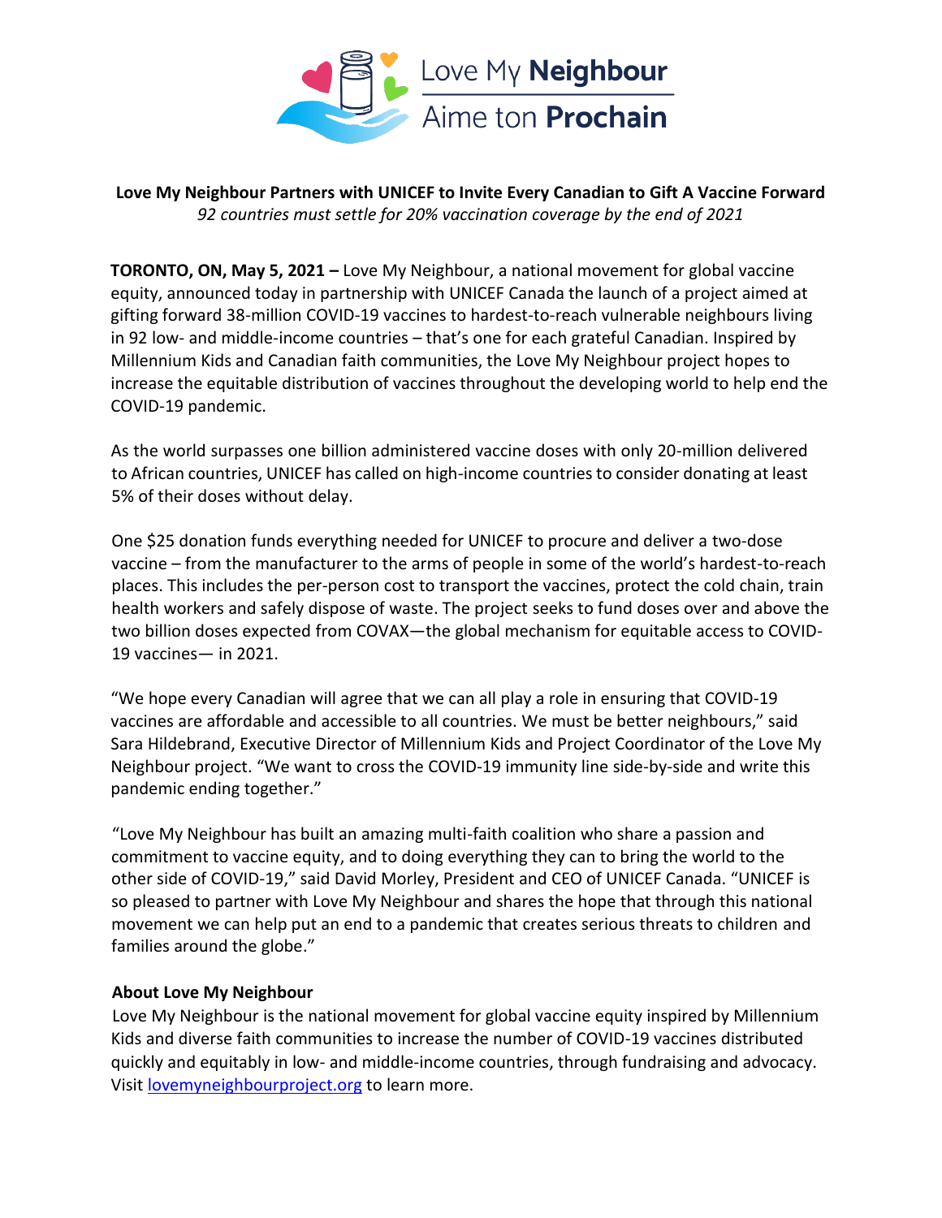Love My **Neighbour**
Aime ton **Prochain**

**Love My Neighbour Partners with UNICEF to Invite Every Canadian to Gift A Vaccine Forward**
*92 countries must settle for 20% vaccination coverage by the end of 2021*

**TORONTO, ON, May 5, 2021 –** Love My Neighbour, a national movement for global vaccine equity, announced today in partnership with UNICEF Canada the launch of a project aimed at gifting forward 38-million COVID-19 vaccines to hardest-to-reach vulnerable neighbours living in 92 low- and middle-income countries – that's one for each grateful Canadian. Inspired by Millennium Kids and Canadian faith communities, the Love My Neighbour project hopes to increase the equitable distribution of vaccines throughout the developing world to help end the COVID-19 pandemic.

As the world surpasses one billion administered vaccine doses with only 20-million delivered to African countries, UNICEF has called on high-income countries to consider donating at least 5% of their doses without delay.

One $25 donation funds everything needed for UNICEF to procure and deliver a two-dose vaccine – from the manufacturer to the arms of people in some of the world's hardest-to-reach places. This includes the per-person cost to transport the vaccines, protect the cold chain, train health workers and safely dispose of waste. The project seeks to fund doses over and above the two billion doses expected from COVAX—the global mechanism for equitable access to COVID-19 vaccines— in 2021.

"We hope every Canadian will agree that we can all play a role in ensuring that COVID-19 vaccines are affordable and accessible to all countries. We must be better neighbours," said Sara Hildebrand, Executive Director of Millennium Kids and Project Coordinator of the Love My Neighbour project. "We want to cross the COVID-19 immunity line side-by-side and write this pandemic ending together."

"Love My Neighbour has built an amazing multi-faith coalition who share a passion and commitment to vaccine equity, and to doing everything they can to bring the world to the other side of COVID-19," said David Morley, President and CEO of UNICEF Canada. "UNICEF is so pleased to partner with Love My Neighbour and shares the hope that through this national movement we can help put an end to a pandemic that creates serious threats to children and families around the globe."

**About Love My Neighbour**

Love My Neighbour is the national movement for global vaccine equity inspired by Millennium Kids and diverse faith communities to increase the number of COVID-19 vaccines distributed quickly and equitably in low- and middle-income countries, through fundraising and advocacy. Visit lovemyneighbourproject.org to learn more.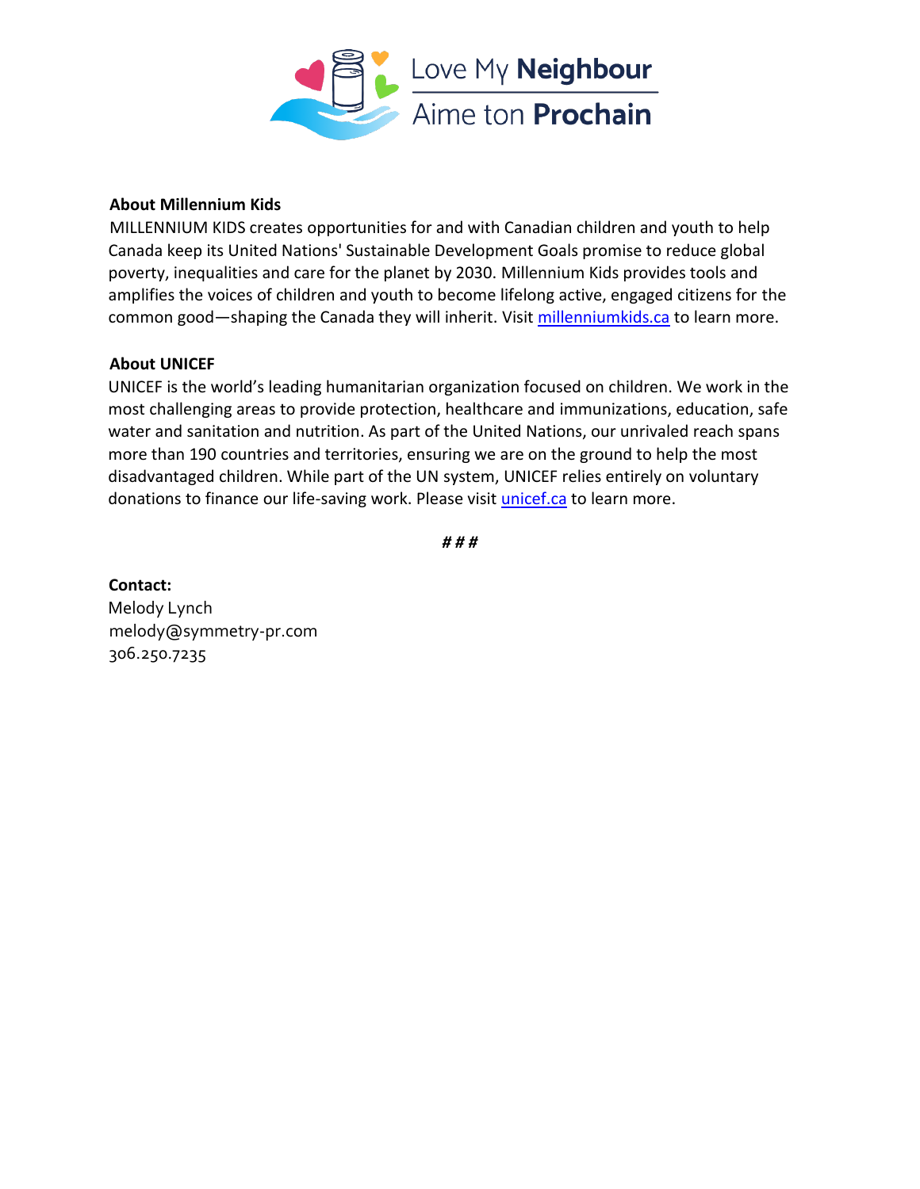Love My **Neighbour**

Aime ton **Prochain**

**About Millennium Kids**

MILLENNIUM KIDS creates opportunities for and with Canadian children and youth to help Canada keep its United Nations' Sustainable Development Goals promise to reduce global poverty, inequalities and care for the planet by 2030. Millennium Kids provides tools and amplifies the voices of children and youth to become lifelong active, engaged citizens for the common good—shaping the Canada they will inherit. Visit [millenniumkids.ca](millenniumkids.ca) to learn more.

**About UNICEF**

UNICEF is the world's leading humanitarian organization focused on children. We work in the most challenging areas to provide protection, healthcare and immunizations, education, safe water and sanitation and nutrition. As part of the United Nations, our unrivaled reach spans more than 190 countries and territories, ensuring we are on the ground to help the most disadvantaged children. While part of the UN system, UNICEF relies entirely on voluntary donations to finance our life-saving work. Please visit [unicef.ca](unicef.ca) to learn more.

*# # #*

**Contact:**

Melody Lynch
melody@symmetry-pr.com
306.250.7235